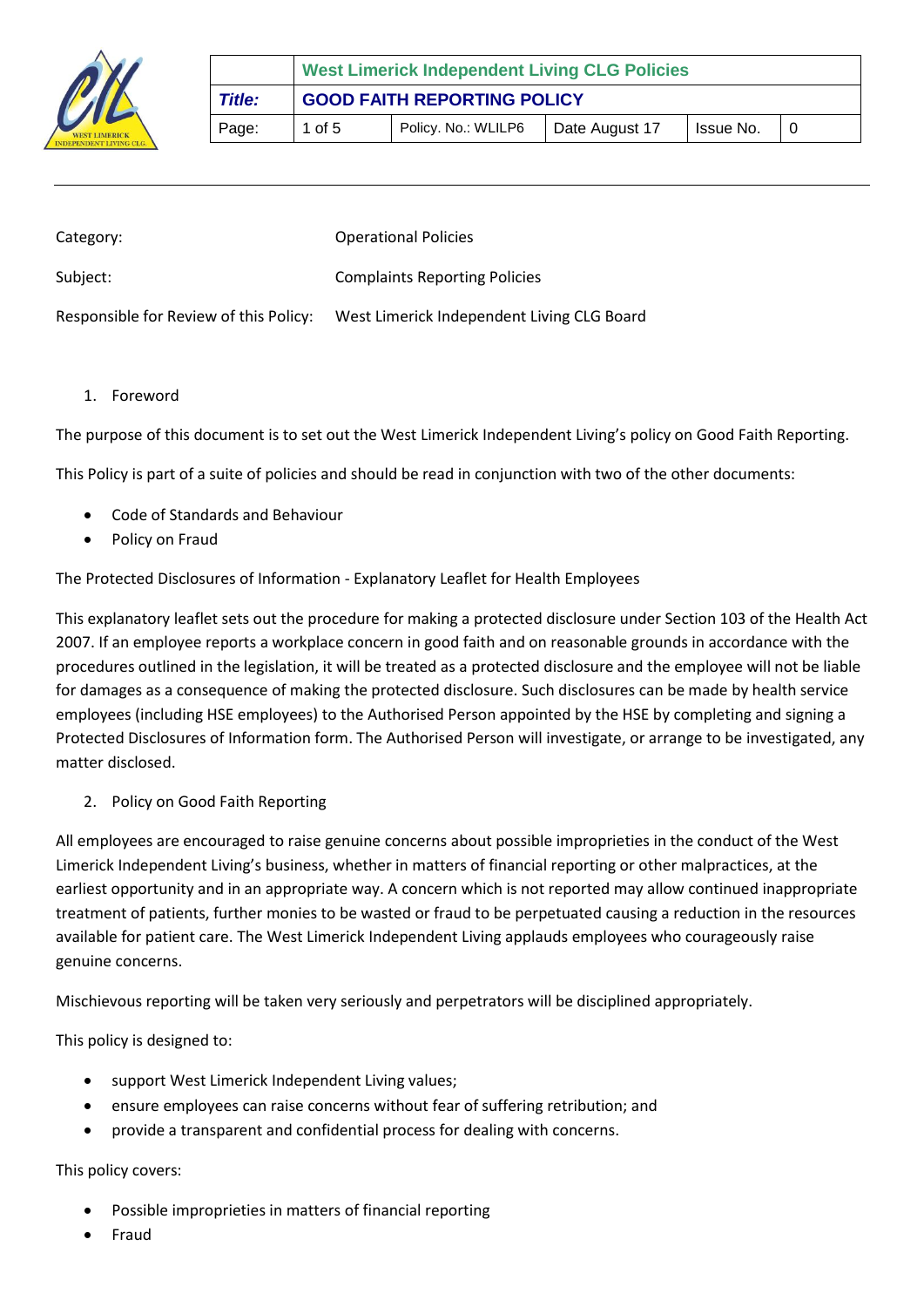| | West Limerick Independent Living CLG Policies | | | | |
|---|---|---|---|---|---|
| *Title:* | **GOOD FAITH REPORTING POLICY** | | | | |
| Page: | 1 of 5 | Policy. No.: WLILP6 | Date August 17 | Issue No. | 0 |

| | |
|---|---|
| Category: | Operational Policies |
| Subject: | Complaints Reporting Policies |
| Responsible for Review of this Policy: | West Limerick Independent Living CLG Board |

1. Foreword

The purpose of this document is to set out the West Limerick Independent Living's policy on Good Faith Reporting.

This Policy is part of a suite of policies and should be read in conjunction with two of the other documents:

- Code of Standards and Behaviour
- Policy on Fraud

The Protected Disclosures of Information - Explanatory Leaflet for Health Employees

This explanatory leaflet sets out the procedure for making a protected disclosure under Section 103 of the Health Act 2007. If an employee reports a workplace concern in good faith and on reasonable grounds in accordance with the procedures outlined in the legislation, it will be treated as a protected disclosure and the employee will not be liable for damages as a consequence of making the protected disclosure. Such disclosures can be made by health service employees (including HSE employees) to the Authorised Person appointed by the HSE by completing and signing a Protected Disclosures of Information form. The Authorised Person will investigate, or arrange to be investigated, any matter disclosed.

2. Policy on Good Faith Reporting

All employees are encouraged to raise genuine concerns about possible improprieties in the conduct of the West Limerick Independent Living's business, whether in matters of financial reporting or other malpractices, at the earliest opportunity and in an appropriate way. A concern which is not reported may allow continued inappropriate treatment of patients, further monies to be wasted or fraud to be perpetuated causing a reduction in the resources available for patient care. The West Limerick Independent Living applauds employees who courageously raise genuine concerns.

Mischievous reporting will be taken very seriously and perpetrators will be disciplined appropriately.

This policy is designed to:

- support West Limerick Independent Living values;
- ensure employees can raise concerns without fear of suffering retribution; and
- provide a transparent and confidential process for dealing with concerns.

This policy covers:

- Possible improprieties in matters of financial reporting
- Fraud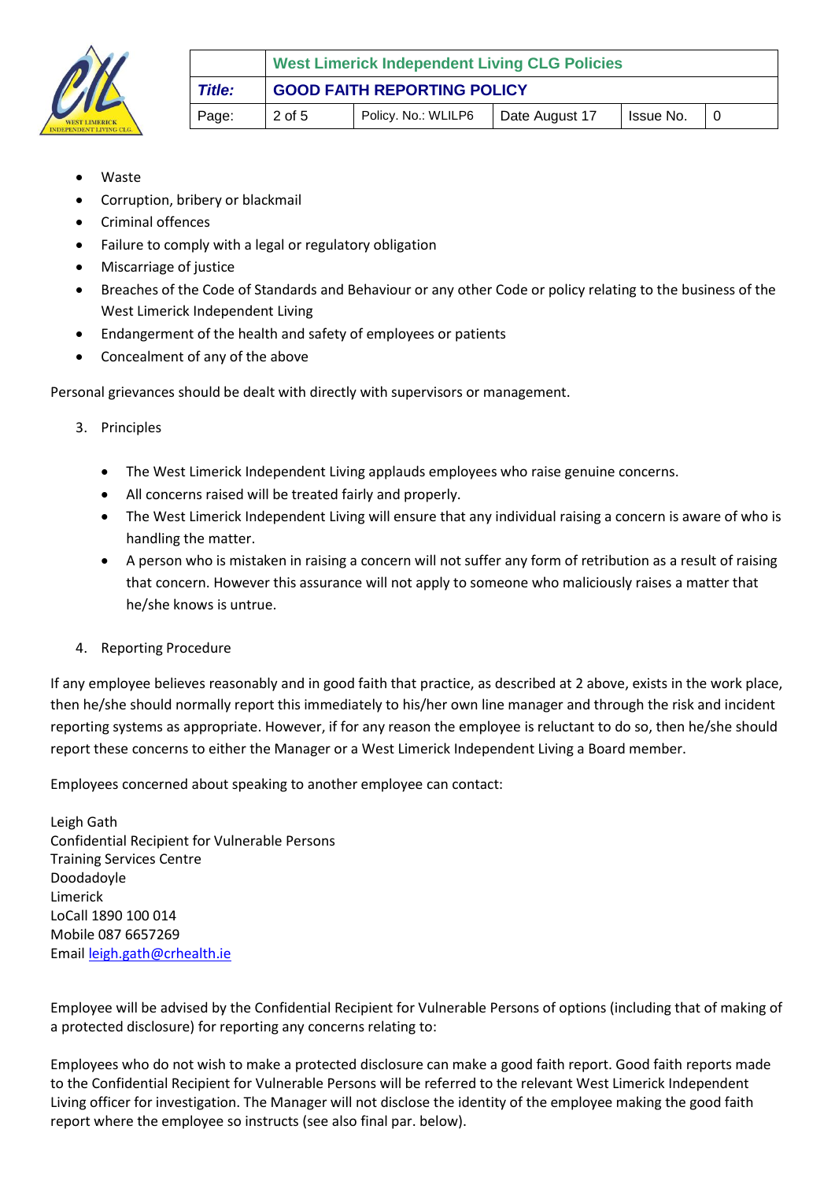- Waste
- Corruption, bribery or blackmail
- Criminal offences
- Failure to comply with a legal or regulatory obligation
- Miscarriage of justice
- Breaches of the Code of Standards and Behaviour or any other Code or policy relating to the business of the West Limerick Independent Living
- Endangerment of the health and safety of employees or patients
- Concealment of any of the above

Personal grievances should be dealt with directly with supervisors or management.

3. Principles

- The West Limerick Independent Living applauds employees who raise genuine concerns.
- All concerns raised will be treated fairly and properly.
- The West Limerick Independent Living will ensure that any individual raising a concern is aware of who is handling the matter.
- A person who is mistaken in raising a concern will not suffer any form of retribution as a result of raising that concern. However this assurance will not apply to someone who maliciously raises a matter that he/she knows is untrue.

4. Reporting Procedure

If any employee believes reasonably and in good faith that practice, as described at 2 above, exists in the work place, then he/she should normally report this immediately to his/her own line manager and through the risk and incident reporting systems as appropriate. However, if for any reason the employee is reluctant to do so, then he/she should report these concerns to either the Manager or a West Limerick Independent Living a Board member.

Employees concerned about speaking to another employee can contact:

Leigh Gath
Confidential Recipient for Vulnerable Persons
Training Services Centre
Doodadoyle
Limerick
LoCall 1890 100 014
Mobile 087 6657269
Email leigh.gath@crhealth.ie

Employee will be advised by the Confidential Recipient for Vulnerable Persons of options (including that of making of a protected disclosure) for reporting any concerns relating to:

Employees who do not wish to make a protected disclosure can make a good faith report. Good faith reports made to the Confidential Recipient for Vulnerable Persons will be referred to the relevant West Limerick Independent Living officer for investigation. The Manager will not disclose the identity of the employee making the good faith report where the employee so instructs (see also final par. below).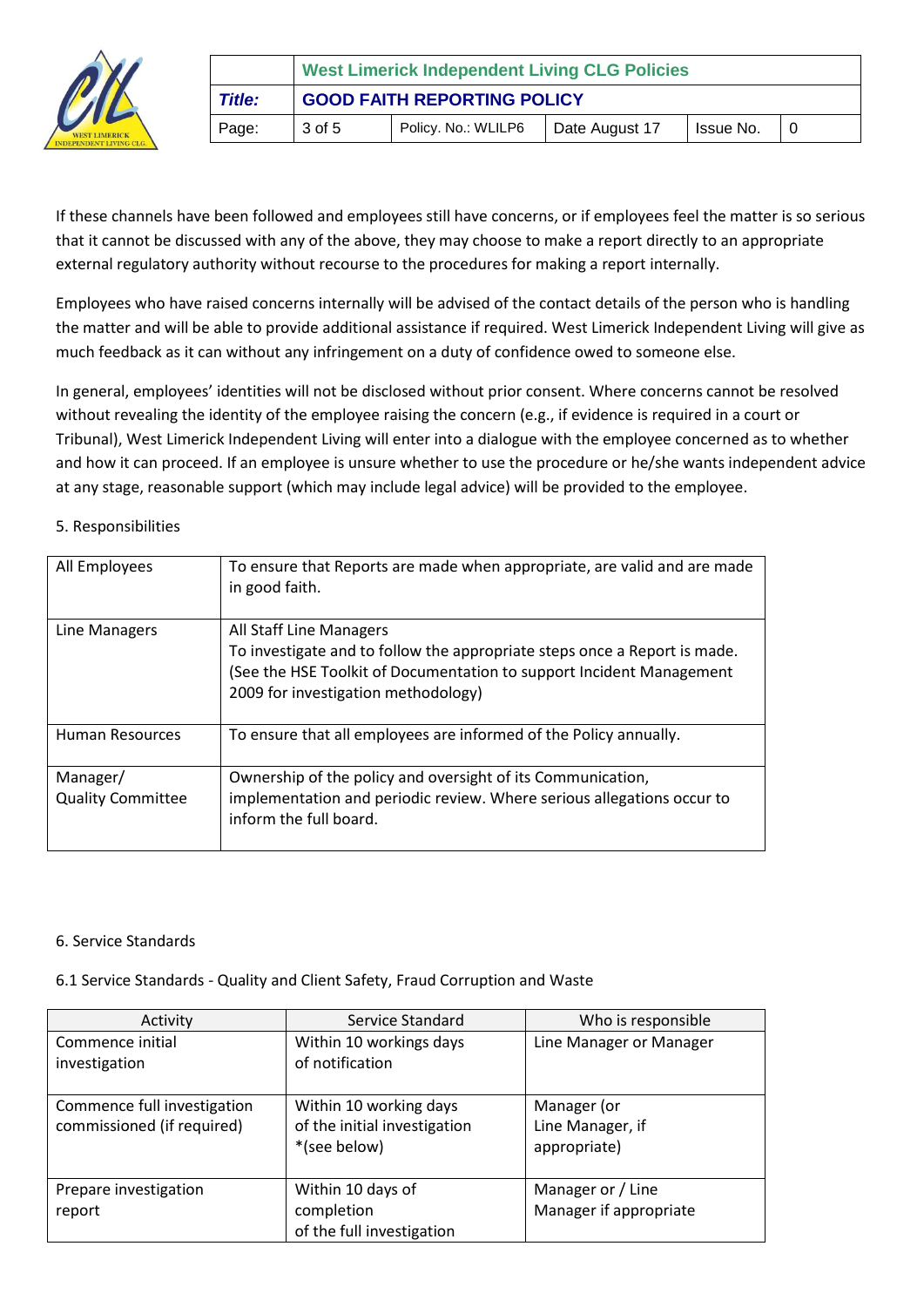If these channels have been followed and employees still have concerns, or if employees feel the matter is so serious that it cannot be discussed with any of the above, they may choose to make a report directly to an appropriate external regulatory authority without recourse to the procedures for making a report internally.

Employees who have raised concerns internally will be advised of the contact details of the person who is handling the matter and will be able to provide additional assistance if required. West Limerick Independent Living will give as much feedback as it can without any infringement on a duty of confidence owed to someone else.

In general, employees' identities will not be disclosed without prior consent. Where concerns cannot be resolved without revealing the identity of the employee raising the concern (e.g., if evidence is required in a court or Tribunal), West Limerick Independent Living will enter into a dialogue with the employee concerned as to whether and how it can proceed. If an employee is unsure whether to use the procedure or he/she wants independent advice at any stage, reasonable support (which may include legal advice) will be provided to the employee.

5. Responsibilities

| | |
|---|---|
| All Employees | To ensure that Reports are made when appropriate, are valid and are made in good faith. |
| Line Managers | All Staff Line Managers<br>To investigate and to follow the appropriate steps once a Report is made. (See the HSE Toolkit of Documentation to support Incident Management 2009 for investigation methodology) |
| Human Resources | To ensure that all employees are informed of the Policy annually. |
| Manager/<br>Quality Committee | Ownership of the policy and oversight of its Communication, implementation and periodic review. Where serious allegations occur to inform the full board. |

6. Service Standards

6.1 Service Standards - Quality and Client Safety, Fraud Corruption and Waste

| Activity | Service Standard | Who is responsible |
|---|---|---|
| Commence initial investigation | Within 10 workings days of notification | Line Manager or Manager |
| Commence full investigation commissioned (if required) | Within 10 working days of the initial investigation *(see below) | Manager (or Line Manager, if appropriate) |
| Prepare investigation report | Within 10 days of completion of the full investigation | Manager or / Line Manager if appropriate |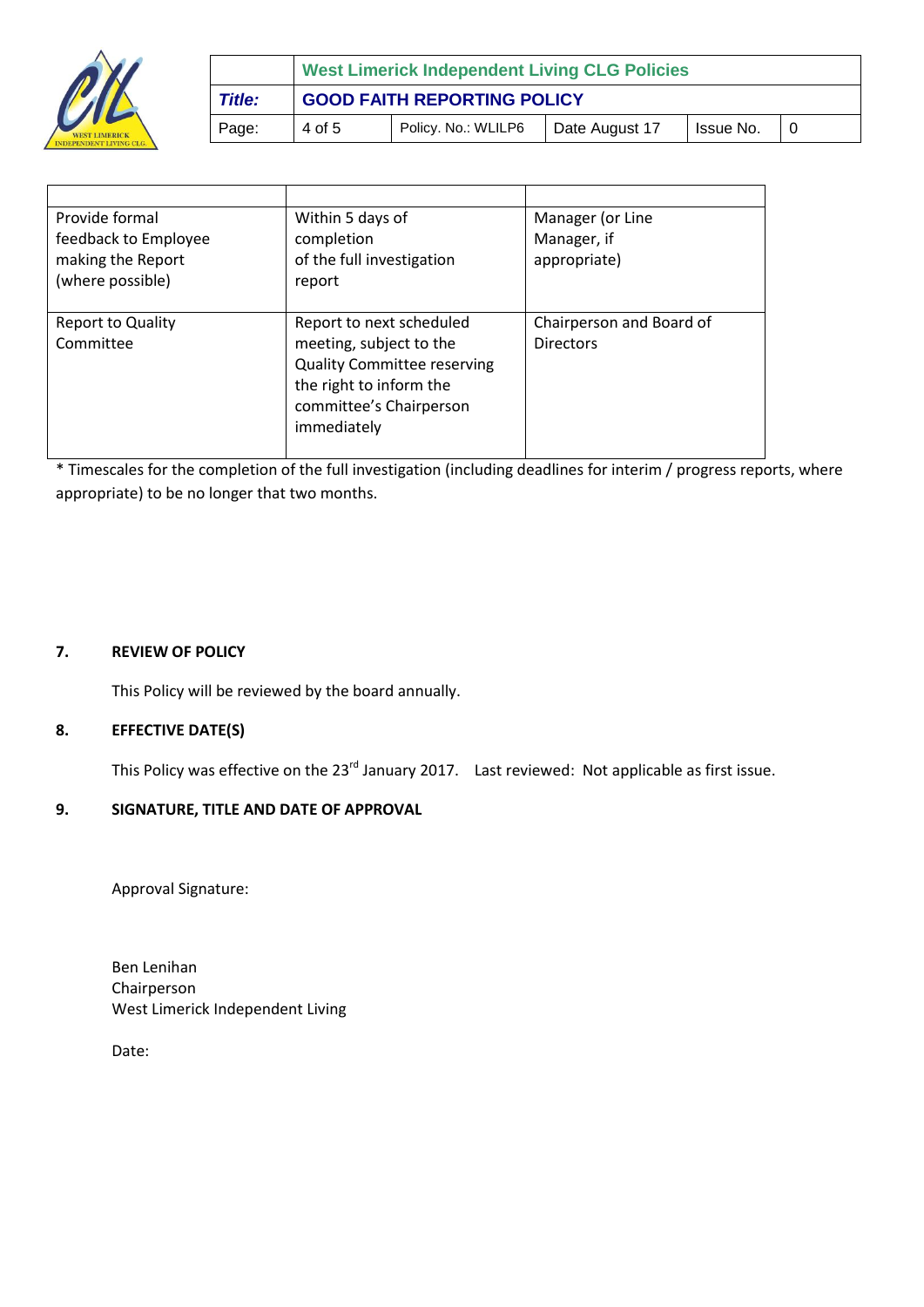| | | |
|---|---|---|
| Provide formal feedback to Employee making the Report (where possible) | Within 5 days of completion of the full investigation report | Manager (or Line Manager, if appropriate) |
| Report to Quality Committee | Report to next scheduled meeting, subject to the Quality Committee reserving the right to inform the committee's Chairperson immediately | Chairperson and Board of Directors |

* Timescales for the completion of the full investigation (including deadlines for interim / progress reports, where appropriate) to be no longer that two months.

## 7. REVIEW OF POLICY

This Policy will be reviewed by the board annually.

## 8. EFFECTIVE DATE(S)

This Policy was effective on the 23rd January 2017.    Last reviewed: Not applicable as first issue.

## 9. SIGNATURE, TITLE AND DATE OF APPROVAL

Approval Signature:

Ben Lenihan
Chairperson
West Limerick Independent Living

Date: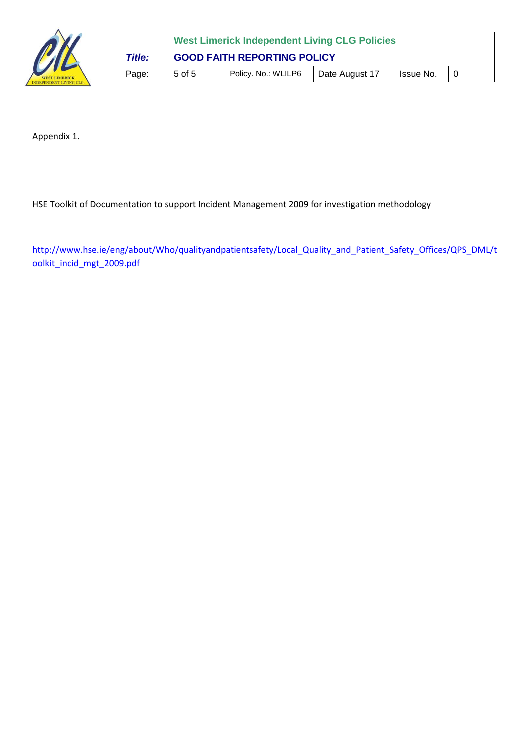Appendix 1.

HSE Toolkit of Documentation to support Incident Management 2009 for investigation methodology

http://www.hse.ie/eng/about/Who/qualityandpatientsafety/Local_Quality_and_Patient_Safety_Offices/QPS_DML/toolkit_incid_mgt_2009.pdf